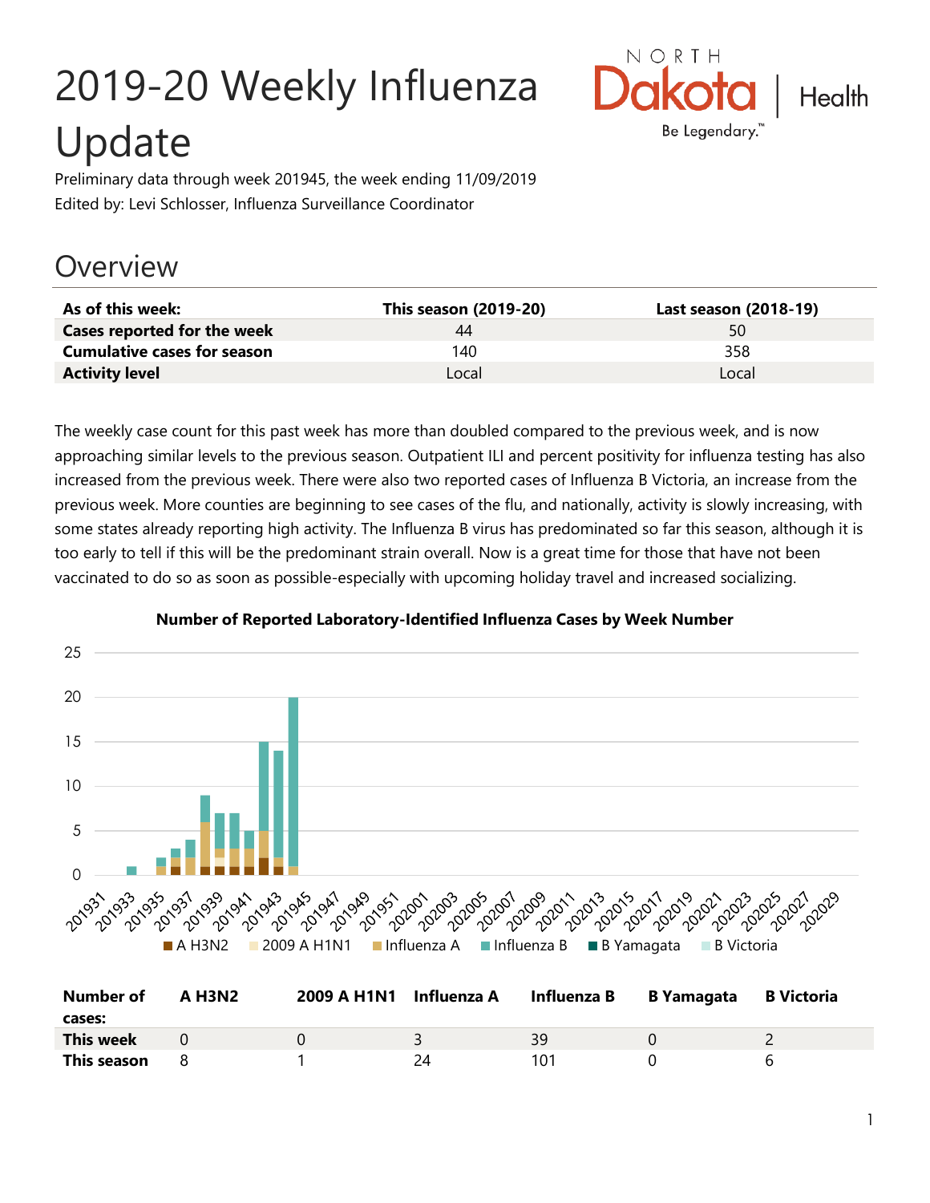# 2019-20 Weekly Influenza Update

Preliminary data through week 201945, the week ending 11/09/2019

Edited by: Levi Schlosser, Influenza Surveillance Coordinator

## Overview

| As of this week: | This season (2019-20) | Last season (2018-19) |
|---|---|---|
| **Cases reported for the week** | 44 | 50 |
| **Cumulative cases for season** | 140 | 358 |
| **Activity level** | Local | Local |

The weekly case count for this past week has more than doubled compared to the previous week, and is now approaching similar levels to the previous season. Outpatient ILI and percent positivity for influenza testing has also increased from the previous week. There were also two reported cases of Influenza B Victoria, an increase from the previous week. More counties are beginning to see cases of the flu, and nationally, activity is slowly increasing, with some states already reporting high activity. The Influenza B virus has predominated so far this season, although it is too early to tell if this will be the predominant strain overall. Now is a great time for those that have not been vaccinated to do so as soon as possible-especially with upcoming holiday travel and increased socializing.

**Number of Reported Laboratory-Identified Influenza Cases by Week Number**

| Number of cases: | A H3N2 | 2009 A H1N1 | Influenza A | Influenza B | B Yamagata | B Victoria |
|---|---|---|---|---|---|---|
| **This week** | 0 | 0 | 3 | 39 | 0 | 2 |
| **This season** | 8 | 1 | 24 | 101 | 0 | 6 |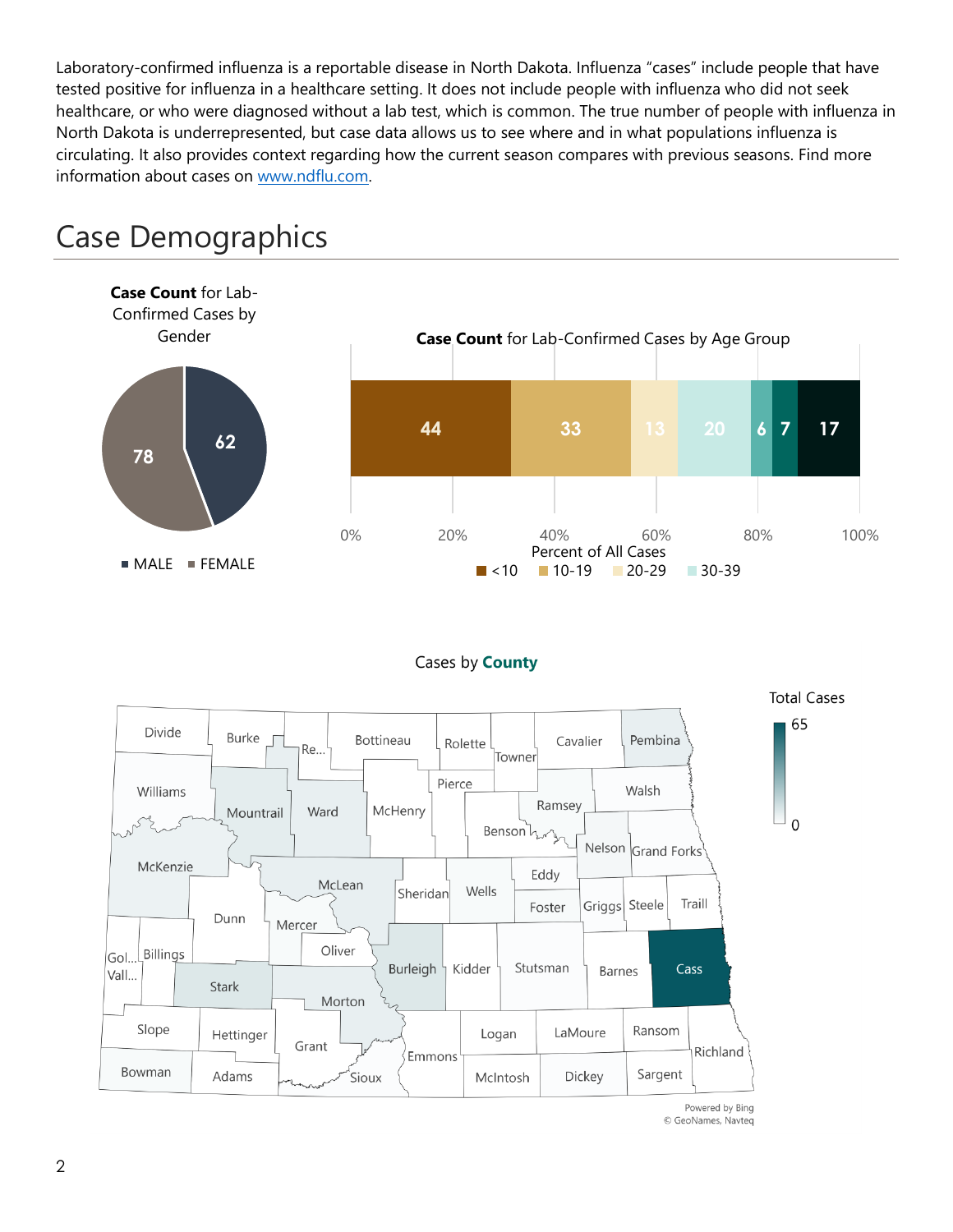Laboratory-confirmed influenza is a reportable disease in North Dakota. Influenza "cases" include people that have tested positive for influenza in a healthcare setting. It does not include people with influenza who did not seek healthcare, or who were diagnosed without a lab test, which is common. The true number of people with influenza in North Dakota is underrepresented, but case data allows us to see where and in what populations influenza is circulating. It also provides context regarding how the current season compares with previous seasons. Find more information about cases on www.ndflu.com.

# Case Demographics

**Case Count** for Lab-Confirmed Cases by Gender

| Gender | Case Count |
|---|---|
| MALE | 62 |
| FEMALE | 78 |

**Case Count** for Lab-Confirmed Cases by Age Group

| Age Group | Case Count |
|---|---|
| <10 | 44 |
| 10-19 | 33 |
| 20-29 | 13 |
| 30-39 | 20 |
|  | 6 |
|  | 7 |
|  | 17 |

Percent of All Cases

Cases by **County**

Total Cases: 0 – 65

Powered by Bing
© GeoNames, Navteq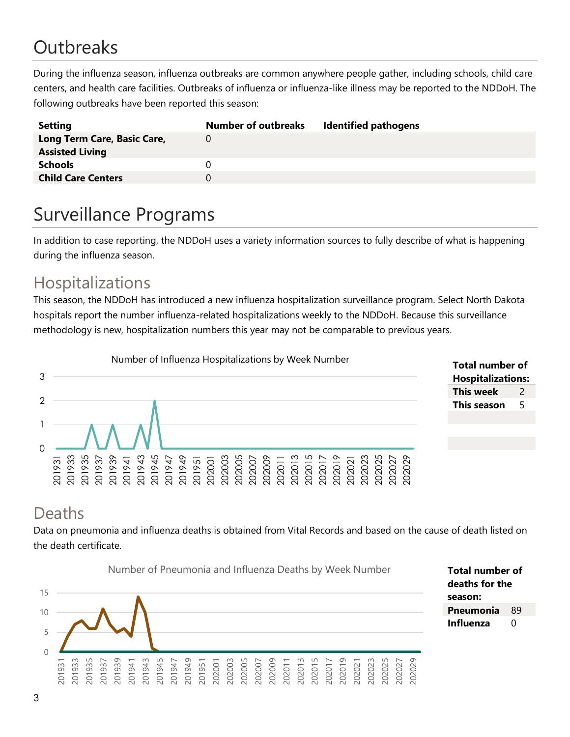# Outbreaks

During the influenza season, influenza outbreaks are common anywhere people gather, including schools, child care centers, and health care facilities. Outbreaks of influenza or influenza-like illness may be reported to the NDDoH. The following outbreaks have been reported this season:

| Setting | Number of outbreaks | Identified pathogens |
|---|---|---|
| **Long Term Care, Basic Care, Assisted Living** | 0 | |
| **Schools** | 0 | |
| **Child Care Centers** | 0 | |

# Surveillance Programs

In addition to case reporting, the NDDoH uses a variety information sources to fully describe of what is happening during the influenza season.

## Hospitalizations

This season, the NDDoH has introduced a new influenza hospitalization surveillance program. Select North Dakota hospitals report the number influenza-related hospitalizations weekly to the NDDoH. Because this surveillance methodology is new, hospitalization numbers this year may not be comparable to previous years.

Number of Influenza Hospitalizations by Week Number

| Total number of Hospitalizations: | |
|---|---|
| **This week** | 2 |
| **This season** | 5 |

## Deaths

Data on pneumonia and influenza deaths is obtained from Vital Records and based on the cause of death listed on the death certificate.

Number of Pneumonia and Influenza Deaths by Week Number

| Total number of deaths for the season: | |
|---|---|
| **Pneumonia** | 89 |
| **Influenza** | 0 |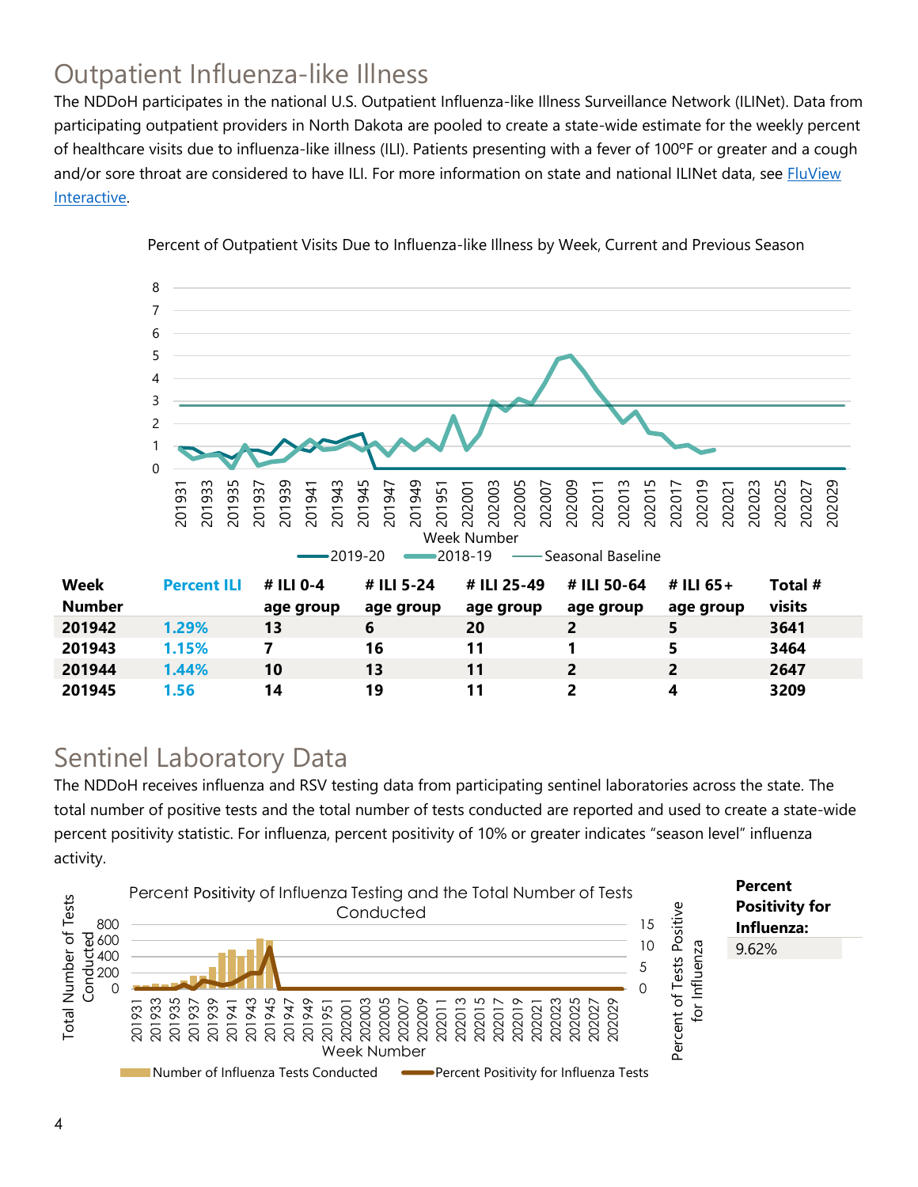## Outpatient Influenza-like Illness

The NDDoH participates in the national U.S. Outpatient Influenza-like Illness Surveillance Network (ILINet). Data from participating outpatient providers in North Dakota are pooled to create a state-wide estimate for the weekly percent of healthcare visits due to influenza-like illness (ILI). Patients presenting with a fever of 100ºF or greater and a cough and/or sore throat are considered to have ILI. For more information on state and national ILINet data, see [FluView Interactive](FluView Interactive).

Percent of Outpatient Visits Due to Influenza-like Illness by Week, Current and Previous Season

| Week Number | Percent ILI | # ILI 0-4 age group | # ILI 5-24 age group | # ILI 25-49 age group | # ILI 50-64 age group | # ILI 65+ age group | Total # visits |
|---|---|---|---|---|---|---|---|
| **201942** | 1.29% | 13 | 6 | 20 | 2 | 5 | 3641 |
| **201943** | 1.15% | 7 | 16 | 11 | 1 | 5 | 3464 |
| **201944** | 1.44% | 10 | 13 | 11 | 2 | 2 | 2647 |
| **201945** | 1.56 | 14 | 19 | 11 | 2 | 4 | 3209 |

## Sentinel Laboratory Data

The NDDoH receives influenza and RSV testing data from participating sentinel laboratories across the state. The total number of positive tests and the total number of tests conducted are reported and used to create a state-wide percent positivity statistic. For influenza, percent positivity of 10% or greater indicates "season level" influenza activity.

Percent Positivity of Influenza Testing and the Total Number of Tests Conducted

| **Percent Positivity for Influenza:** |
|---|
| 9.62% |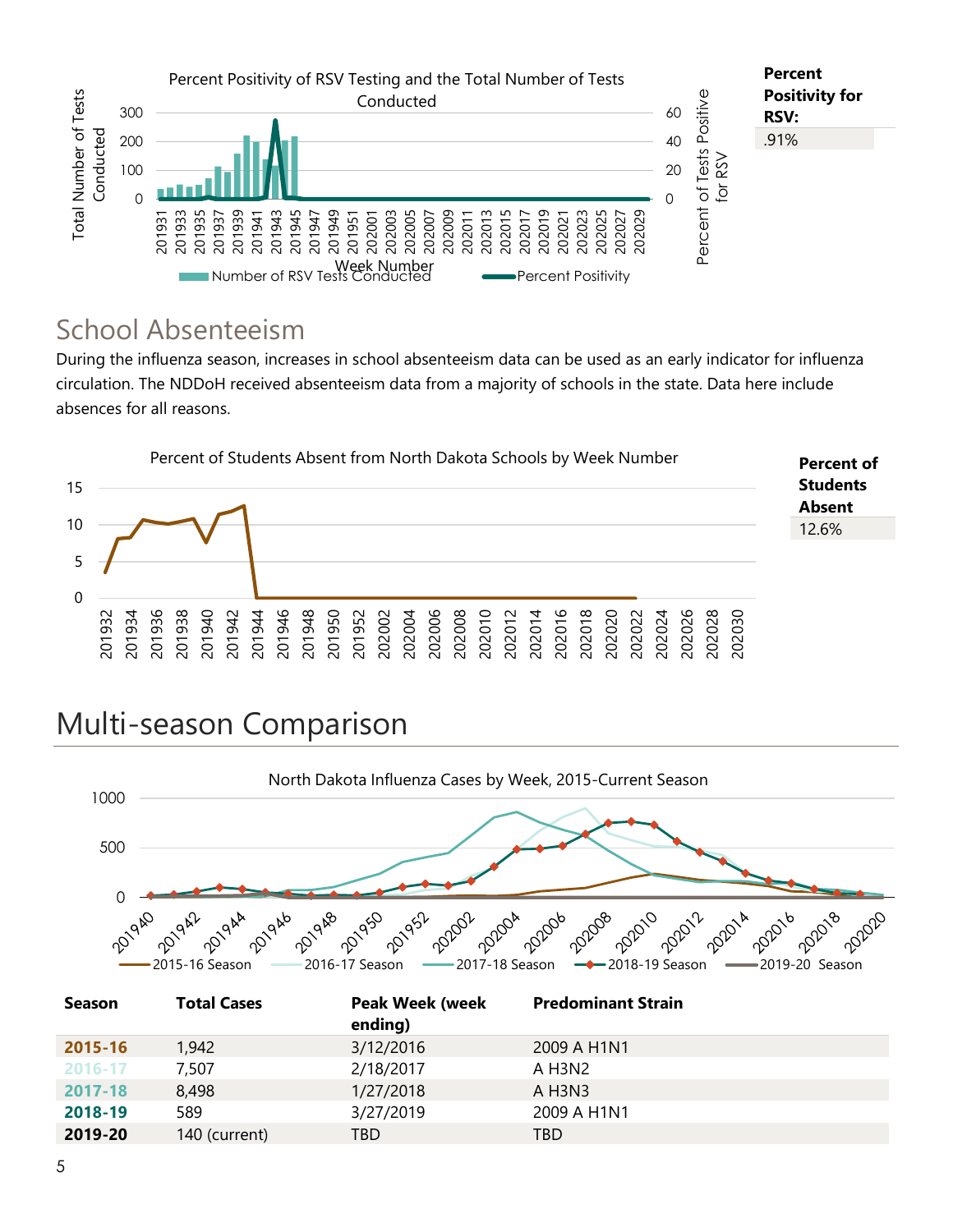Percent Positivity of RSV Testing and the Total Number of Tests Conducted

| Percent Positivity for RSV: |
| --- |
| .91% |

## School Absenteeism

During the influenza season, increases in school absenteeism data can be used as an early indicator for influenza circulation. The NDDoH received absenteeism data from a majority of schools in the state. Data here include absences for all reasons.

Percent of Students Absent from North Dakota Schools by Week Number

| Percent of Students Absent |
| --- |
| 12.6% |

# Multi-season Comparison

North Dakota Influenza Cases by Week, 2015-Current Season

| Season | Total Cases | Peak Week (week ending) | Predominant Strain |
| --- | --- | --- | --- |
| **2015-16** | 1,942 | 3/12/2016 | 2009 A H1N1 |
| **2016-17** | 7,507 | 2/18/2017 | A H3N2 |
| **2017-18** | 8,498 | 1/27/2018 | A H3N3 |
| **2018-19** | 589 | 3/27/2019 | 2009 A H1N1 |
| **2019-20** | 140 (current) | TBD | TBD |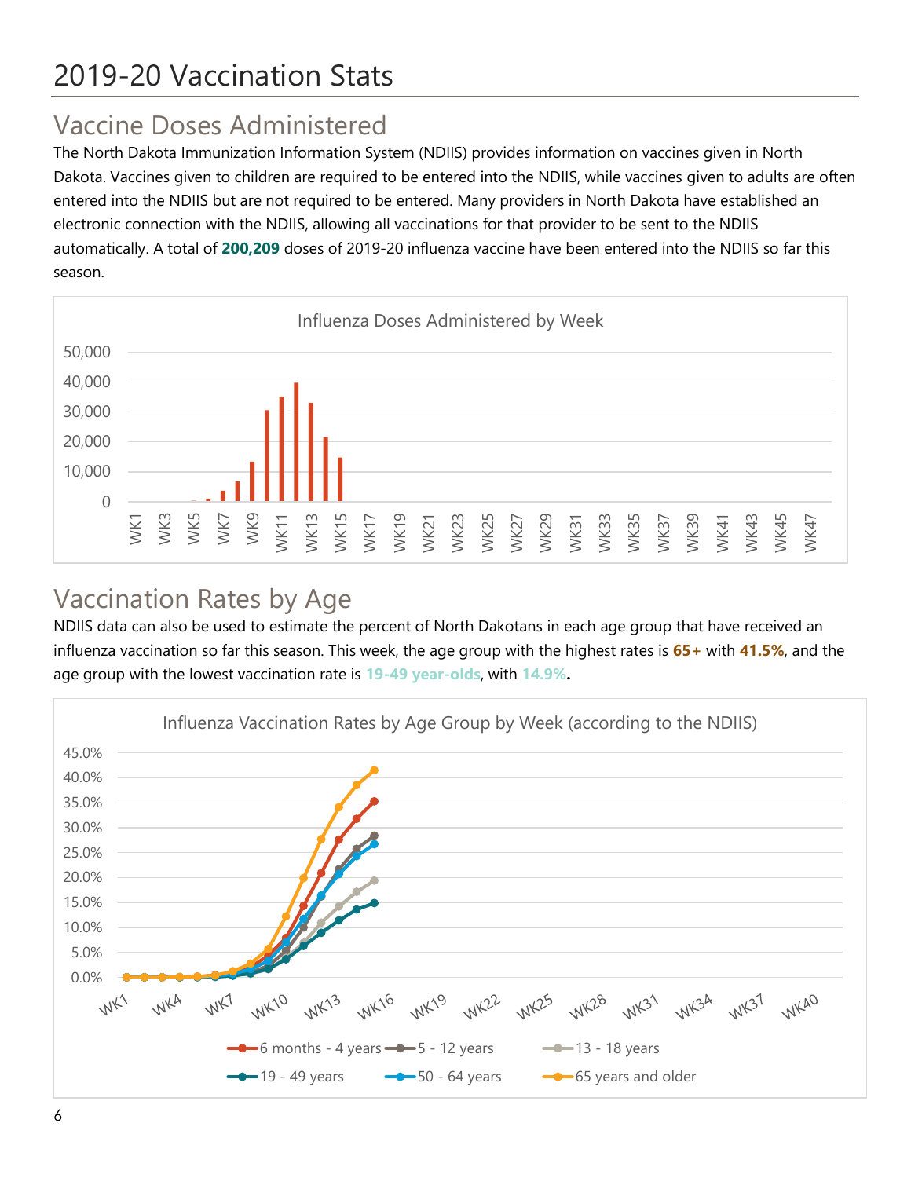# 2019-20 Vaccination Stats

## Vaccine Doses Administered

The North Dakota Immunization Information System (NDIIS) provides information on vaccines given in North Dakota. Vaccines given to children are required to be entered into the NDIIS, while vaccines given to adults are often entered into the NDIIS but are not required to be entered. Many providers in North Dakota have established an electronic connection with the NDIIS, allowing all vaccinations for that provider to be sent to the NDIIS automatically. A total of **200,209** doses of 2019-20 influenza vaccine have been entered into the NDIIS so far this season.

Influenza Doses Administered by Week

50,000
40,000
30,000
20,000
10,000
0

WK1 WK3 WK5 WK7 WK9 WK11 WK13 WK15 WK17 WK19 WK21 WK23 WK25 WK27 WK29 WK31 WK33 WK35 WK37 WK39 WK41 WK43 WK45 WK47

## Vaccination Rates by Age

NDIIS data can also be used to estimate the percent of North Dakotans in each age group that have received an influenza vaccination so far this season. This week, the age group with the highest rates is **65+** with **41.5%**, and the age group with the lowest vaccination rate is **19-49 year-olds**, with **14.9%**.

Influenza Vaccination Rates by Age Group by Week (according to the NDIIS)

45.0%
40.0%
35.0%
30.0%
25.0%
20.0%
15.0%
10.0%
5.0%
0.0%

WK1 WK4 WK7 WK10 WK13 WK16 WK19 WK22 WK25 WK28 WK31 WK34 WK37 WK40

6 months - 4 years
5 - 12 years
13 - 18 years
19 - 49 years
50 - 64 years
65 years and older